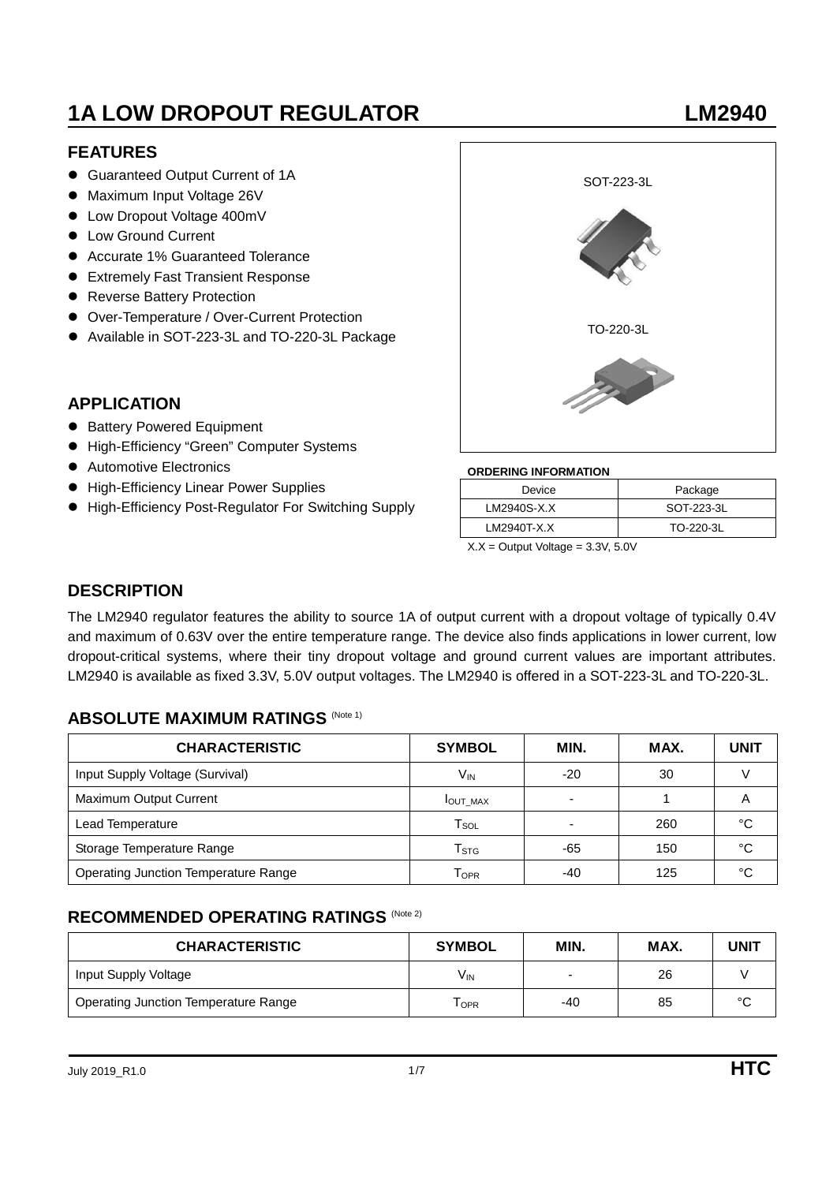# 1A LOW DROPOUT REGULATOR LM2940

## FEATURES

- Guaranteed Output Current of 1A
- Maximum Input Voltage 26V
- Low Dropout Voltage 400mV
- Low Ground Current
- Accurate 1% Guaranteed Tolerance
- Extremely Fast Transient Response
- Reverse Battery Protection
- Over-Temperature / Over-Current Protection
- Available in SOT-223-3L and TO-220-3L Package

SOT-223-3L

TO-220-3L

## APPLICATION

- Battery Powered Equipment
- High-Efficiency "Green" Computer Systems
- Automotive Electronics
- High-Efficiency Linear Power Supplies
- High-Efficiency Post-Regulator For Switching Supply

**ORDERING INFORMATION**

| Device | Package |
|---|---|
| LM2940S-X.X | SOT-223-3L |
| LM2940T-X.X | TO-220-3L |

X.X = Output Voltage = 3.3V, 5.0V

## DESCRIPTION

The LM2940 regulator features the ability to source 1A of output current with a dropout voltage of typically 0.4V and maximum of 0.63V over the entire temperature range. The device also finds applications in lower current, low dropout-critical systems, where their tiny dropout voltage and ground current values are important attributes. LM2940 is available as fixed 3.3V, 5.0V output voltages. The LM2940 is offered in a SOT-223-3L and TO-220-3L.

## ABSOLUTE MAXIMUM RATINGS (Note 1)

| CHARACTERISTIC | SYMBOL | MIN. | MAX. | UNIT |
|---|---|---|---|---|
| Input Supply Voltage (Survival) | $V_{IN}$ | -20 | 30 | V |
| Maximum Output Current | $I_{OUT\_MAX}$ | - | 1 | A |
| Lead Temperature | $T_{SOL}$ | - | 260 | °C |
| Storage Temperature Range | $T_{STG}$ | -65 | 150 | °C |
| Operating Junction Temperature Range | $T_{OPR}$ | -40 | 125 | °C |

## RECOMMENDED OPERATING RATINGS (Note 2)

| CHARACTERISTIC | SYMBOL | MIN. | MAX. | UNIT |
|---|---|---|---|---|
| Input Supply Voltage | $V_{IN}$ | - | 26 | V |
| Operating Junction Temperature Range | $T_{OPR}$ | -40 | 85 | °C |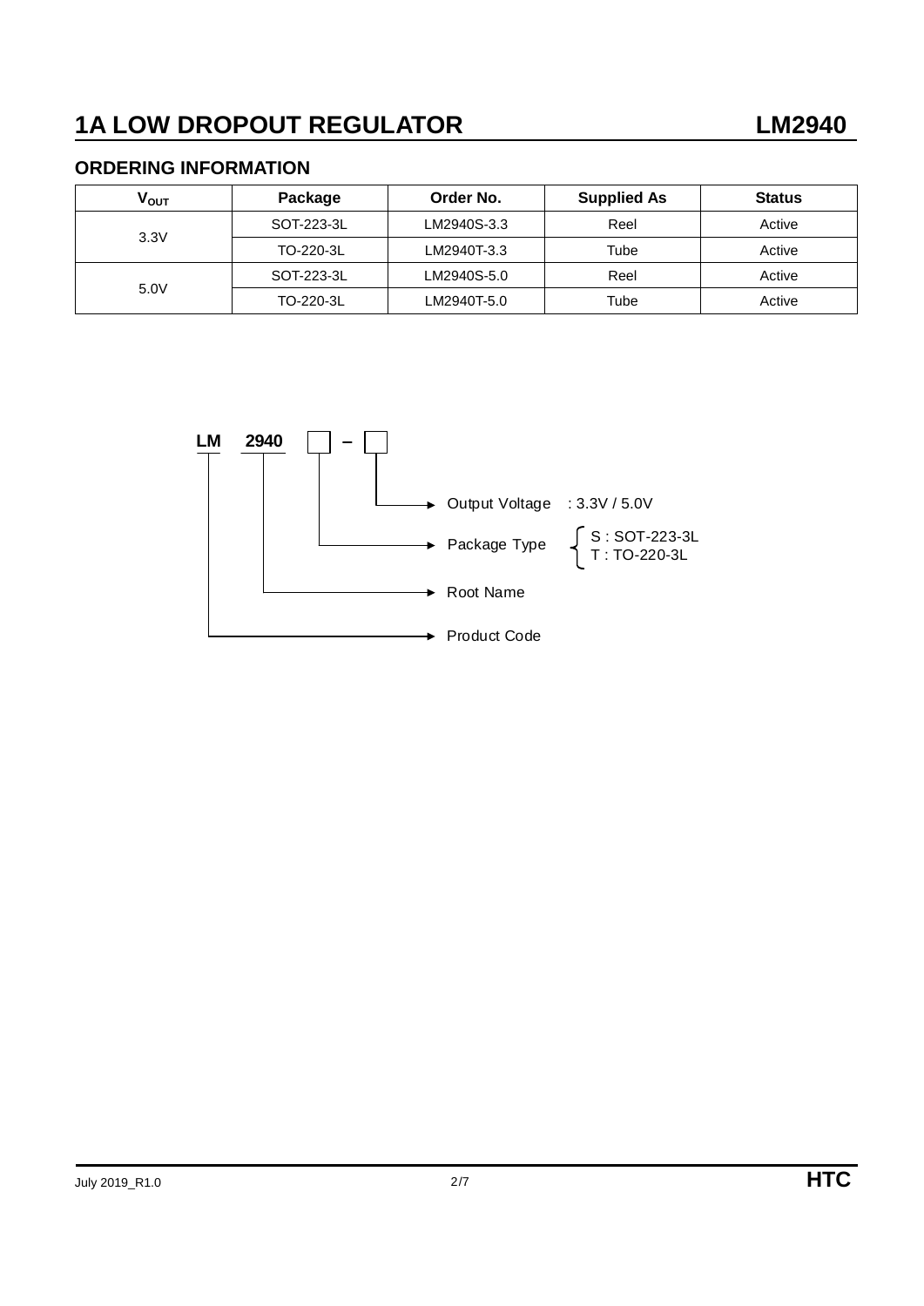## ORDERING INFORMATION

| $V_{OUT}$ | Package | Order No. | Supplied As | Status |
|---|---|---|---|---|
| 3.3V | SOT-223-3L | LM2940S-3.3 | Reel | Active |
| | TO-220-3L | LM2940T-3.3 | Tube | Active |
| 5.0V | SOT-223-3L | LM2940S-5.0 | Reel | Active |
| | TO-220-3L | LM2940T-5.0 | Tube | Active |

**LM 2940** □ **–** □

- Output Voltage : 3.3V / 5.0V
- Package Type
  - S : SOT-223-3L
  - T : TO-220-3L
- Root Name
- Product Code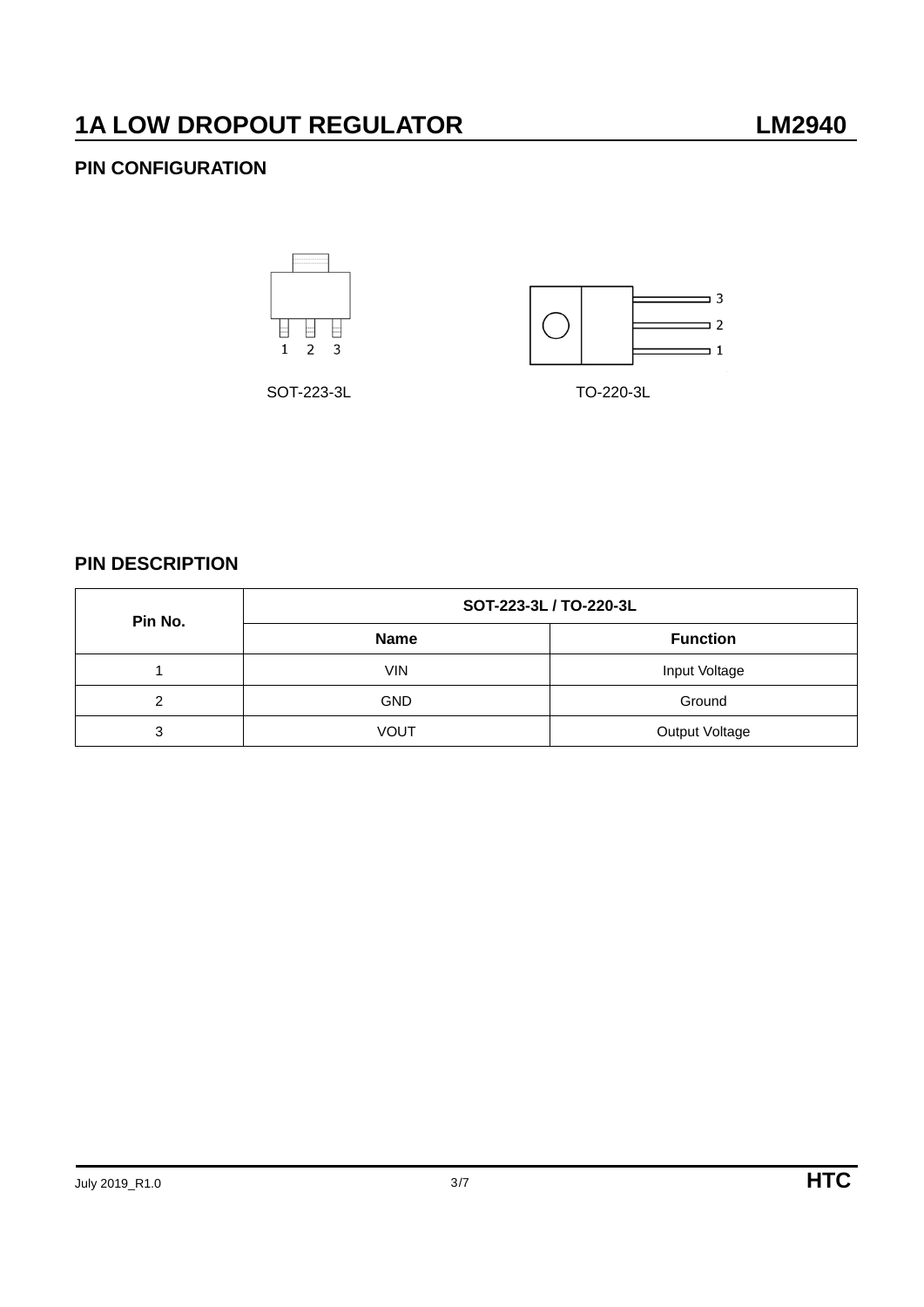# 1A LOW DROPOUT REGULATOR LM2940

## PIN CONFIGURATION

1 2 3

SOT-223-3L

3
2
1

TO-220-3L

## PIN DESCRIPTION

| Pin No. | SOT-223-3L / TO-220-3L | |
|---|---|---|
| | Name | Function |
| 1 | VIN | Input Voltage |
| 2 | GND | Ground |
| 3 | VOUT | Output Voltage |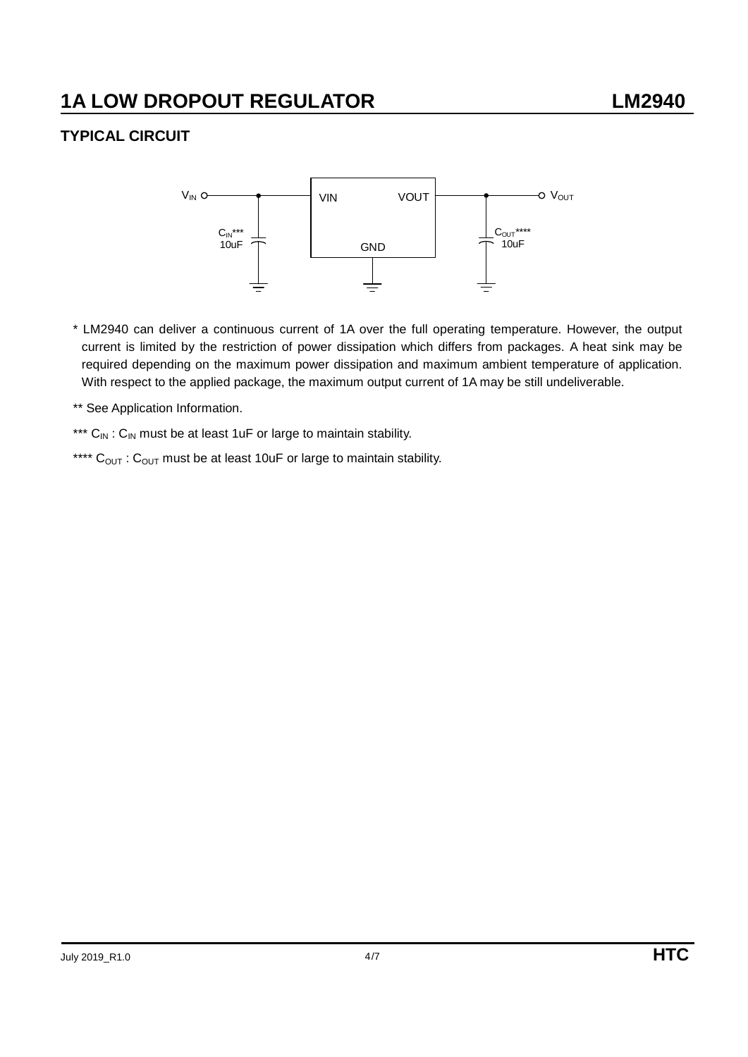## TYPICAL CIRCUIT

$V_{IN}$ VIN VOUT $V_{OUT}$

$C_{IN}$*** 10uF GND $C_{OUT}$**** 10uF

* LM2940 can deliver a continuous current of 1A over the full operating temperature. However, the output current is limited by the restriction of power dissipation which differs from packages. A heat sink may be required depending on the maximum power dissipation and maximum ambient temperature of application. With respect to the applied package, the maximum output current of 1A may be still undeliverable.

** See Application Information.

*** $C_{IN}$ : $C_{IN}$ must be at least 1uF or large to maintain stability.

**** $C_{OUT}$ : $C_{OUT}$ must be at least 10uF or large to maintain stability.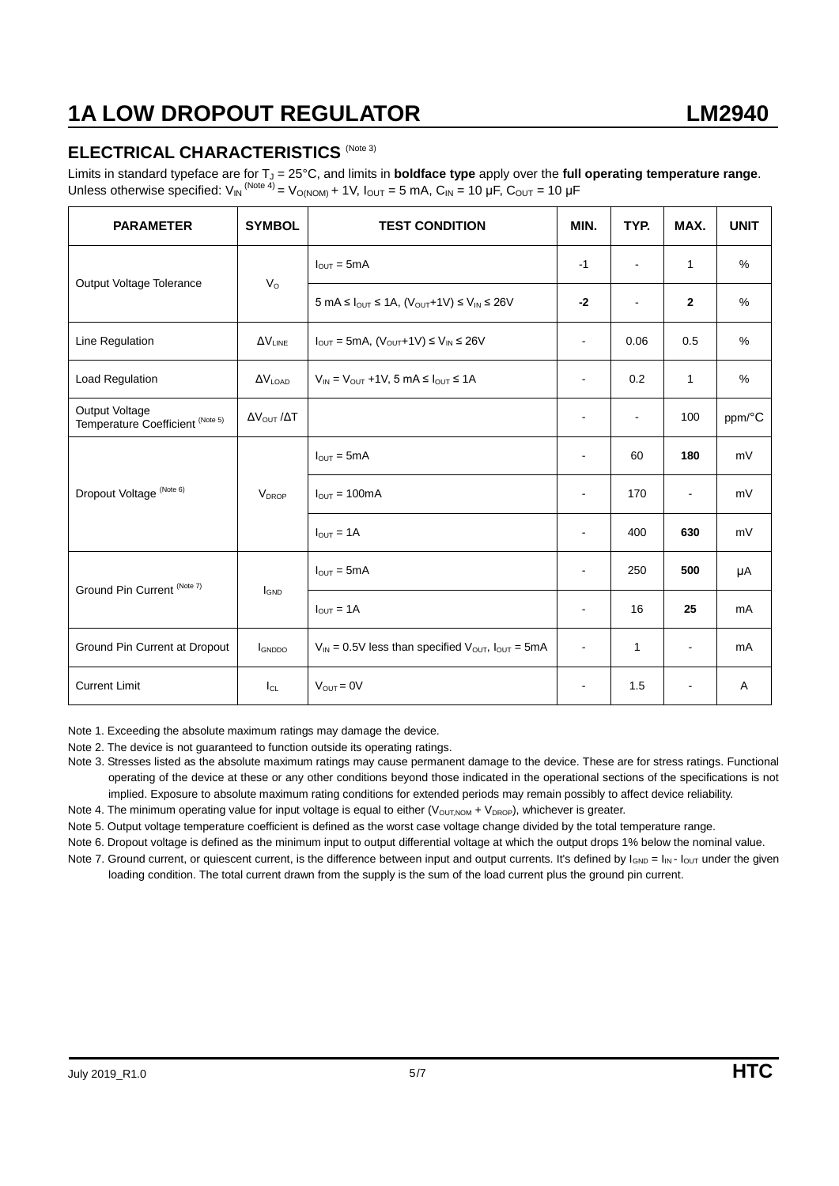# ELECTRICAL CHARACTERISTICS (Note 3)

Limits in standard typeface are for $T_J$ = 25°C, and limits in **boldface type** apply over the **full operating temperature range**. Unless otherwise specified: $V_{IN}$ (Note 4) = $V_{O(NOM)}$ + 1V, $I_{OUT}$ = 5 mA, $C_{IN}$ = 10 μF, $C_{OUT}$ = 10 μF

| PARAMETER | SYMBOL | TEST CONDITION | MIN. | TYP. | MAX. | UNIT |
|---|---|---|---|---|---|---|
| Output Voltage Tolerance | $V_O$ | $I_{OUT}$ = 5mA | -1 | - | 1 | % |
| | | 5 mA ≤ $I_{OUT}$ ≤ 1A, ($V_{OUT}$+1V) ≤ $V_{IN}$ ≤ 26V | **-2** | - | **2** | % |
| Line Regulation | $\Delta V_{LINE}$ | $I_{OUT}$ = 5mA, ($V_{OUT}$+1V) ≤ $V_{IN}$ ≤ 26V | - | 0.06 | 0.5 | % |
| Load Regulation | $\Delta V_{LOAD}$ | $V_{IN}$ = $V_{OUT}$ +1V, 5 mA ≤ $I_{OUT}$ ≤ 1A | - | 0.2 | 1 | % |
| Output Voltage Temperature Coefficient (Note 5) | $\Delta V_{OUT}/\Delta T$ | | - | - | 100 | ppm/°C |
| Dropout Voltage (Note 6) | $V_{DROP}$ | $I_{OUT}$ = 5mA | - | 60 | **180** | mV |
| | | $I_{OUT}$ = 100mA | - | 170 | - | mV |
| | | $I_{OUT}$ = 1A | - | 400 | **630** | mV |
| Ground Pin Current (Note 7) | $I_{GND}$ | $I_{OUT}$ = 5mA | - | 250 | **500** | μA |
| | | $I_{OUT}$ = 1A | - | 16 | **25** | mA |
| Ground Pin Current at Dropout | $I_{GNDDO}$ | $V_{IN}$ = 0.5V less than specified $V_{OUT}$, $I_{OUT}$ = 5mA | - | 1 | - | mA |
| Current Limit | $I_{CL}$ | $V_{OUT}$ = 0V | - | 1.5 | - | A |

Note 1. Exceeding the absolute maximum ratings may damage the device.

Note 2. The device is not guaranteed to function outside its operating ratings.

Note 3. Stresses listed as the absolute maximum ratings may cause permanent damage to the device. These are for stress ratings. Functional operating of the device at these or any other conditions beyond those indicated in the operational sections of the specifications is not implied. Exposure to absolute maximum rating conditions for extended periods may remain possibly to affect device reliability.

Note 4. The minimum operating value for input voltage is equal to either ($V_{OUT,NOM}$ + $V_{DROP}$), whichever is greater.

Note 5. Output voltage temperature coefficient is defined as the worst case voltage change divided by the total temperature range.

Note 6. Dropout voltage is defined as the minimum input to output differential voltage at which the output drops 1% below the nominal value.

Note 7. Ground current, or quiescent current, is the difference between input and output currents. It's defined by $I_{GND}$ = $I_{IN}$ - $I_{OUT}$ under the given loading condition. The total current drawn from the supply is the sum of the load current plus the ground pin current.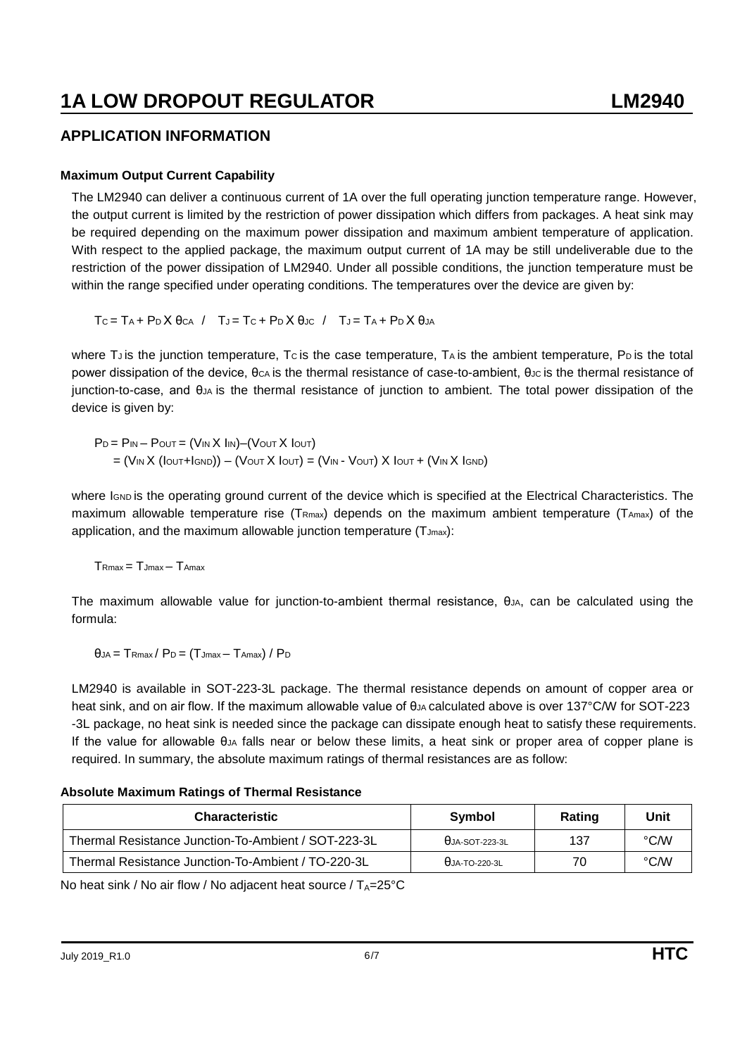# 1A LOW DROPOUT REGULATOR LM2940

## APPLICATION INFORMATION

### Maximum Output Current Capability

The LM2940 can deliver a continuous current of 1A over the full operating junction temperature range. However, the output current is limited by the restriction of power dissipation which differs from packages. A heat sink may be required depending on the maximum power dissipation and maximum ambient temperature of application. With respect to the applied package, the maximum output current of 1A may be still undeliverable due to the restriction of the power dissipation of LM2940. Under all possible conditions, the junction temperature must be within the range specified under operating conditions. The temperatures over the device are given by:

$T_C = T_A + P_D \times \theta_{CA}$ / $T_J = T_C + P_D \times \theta_{JC}$ / $T_J = T_A + P_D \times \theta_{JA}$

where $T_J$ is the junction temperature, $T_C$ is the case temperature, $T_A$ is the ambient temperature, $P_D$ is the total power dissipation of the device, $\theta_{CA}$ is the thermal resistance of case-to-ambient, $\theta_{JC}$ is the thermal resistance of junction-to-case, and $\theta_{JA}$ is the thermal resistance of junction to ambient. The total power dissipation of the device is given by:

$$P_D = P_{IN} - P_{OUT} = (V_{IN} \times I_{IN}) - (V_{OUT} \times I_{OUT})$$
$$= (V_{IN} \times (I_{OUT} + I_{GND})) - (V_{OUT} \times I_{OUT}) = (V_{IN} - V_{OUT}) \times I_{OUT} + (V_{IN} \times I_{GND})$$

where $I_{GND}$ is the operating ground current of the device which is specified at the Electrical Characteristics. The maximum allowable temperature rise ($T_{Rmax}$) depends on the maximum ambient temperature ($T_{Amax}$) of the application, and the maximum allowable junction temperature ($T_{Jmax}$):

$$T_{Rmax} = T_{Jmax} - T_{Amax}$$

The maximum allowable value for junction-to-ambient thermal resistance, $\theta_{JA}$, can be calculated using the formula:

$$\theta_{JA} = T_{Rmax} / P_D = (T_{Jmax} - T_{Amax}) / P_D$$

LM2940 is available in SOT-223-3L package. The thermal resistance depends on amount of copper area or heat sink, and on air flow. If the maximum allowable value of $\theta_{JA}$ calculated above is over 137°C/W for SOT-223-3L package, no heat sink is needed since the package can dissipate enough heat to satisfy these requirements. If the value for allowable $\theta_{JA}$ falls near or below these limits, a heat sink or proper area of copper plane is required. In summary, the absolute maximum ratings of thermal resistances are as follow:

### Absolute Maximum Ratings of Thermal Resistance

| Characteristic | Symbol | Rating | Unit |
|---|---|---|---|
| Thermal Resistance Junction-To-Ambient / SOT-223-3L | $\theta_{JA\text{-}SOT\text{-}223\text{-}3L}$ | 137 | °C/W |
| Thermal Resistance Junction-To-Ambient / TO-220-3L | $\theta_{JA\text{-}TO\text{-}220\text{-}3L}$ | 70 | °C/W |

No heat sink / No air flow / No adjacent heat source / $T_A$=25°C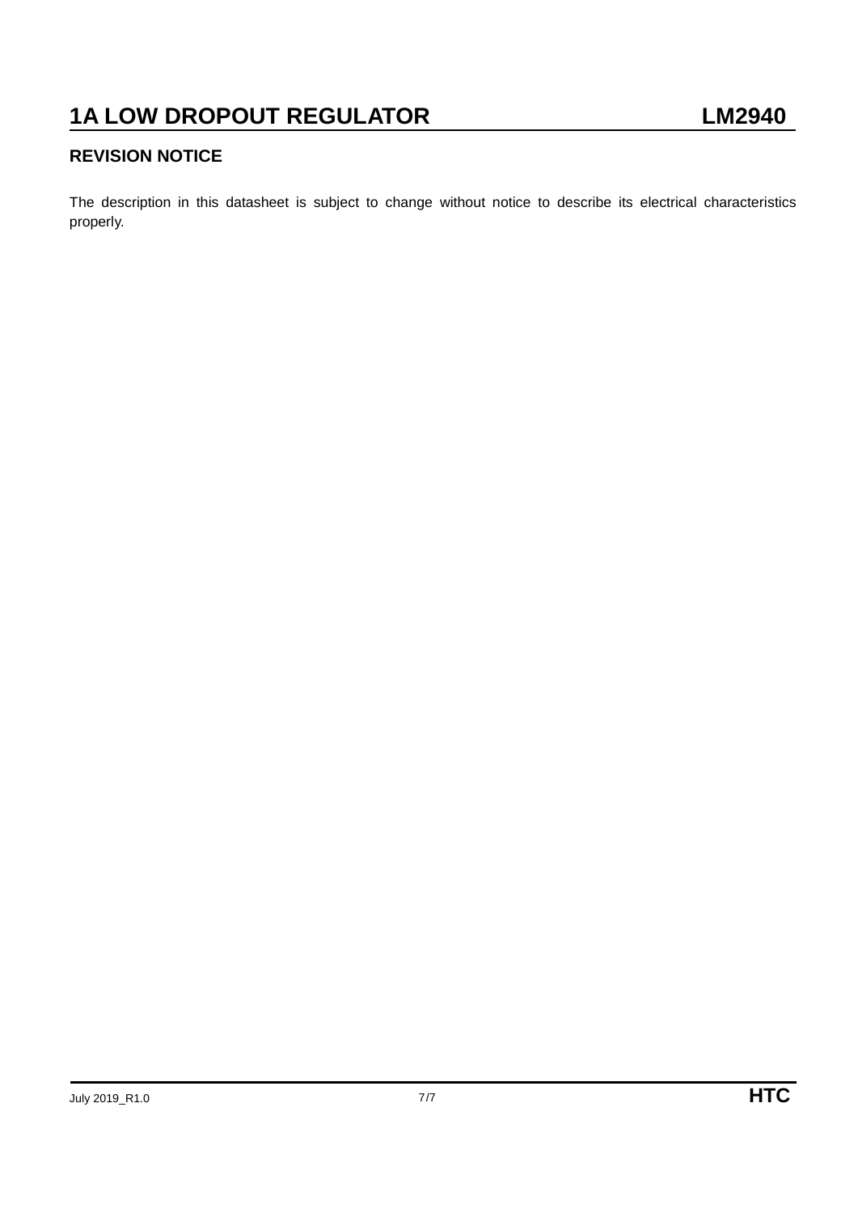## REVISION NOTICE

The description in this datasheet is subject to change without notice to describe its electrical characteristics properly.